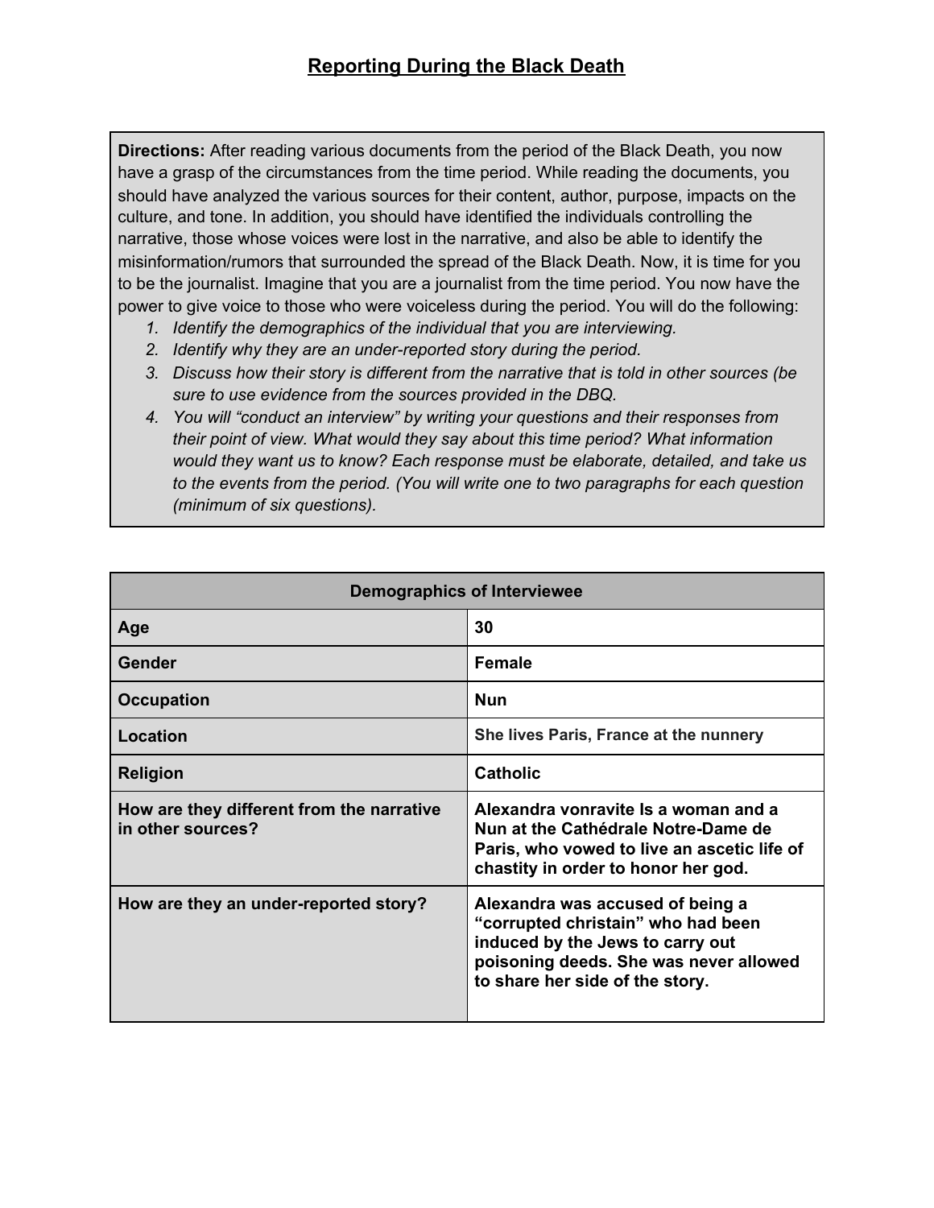# Reporting During the Black Death

**Directions:** After reading various documents from the period of the Black Death, you now have a grasp of the circumstances from the time period. While reading the documents, you should have analyzed the various sources for their content, author, purpose, impacts on the culture, and tone. In addition, you should have identified the individuals controlling the narrative, those whose voices were lost in the narrative, and also be able to identify the misinformation/rumors that surrounded the spread of the Black Death. Now, it is time for you to be the journalist. Imagine that you are a journalist from the time period. You now have the power to give voice to those who were voiceless during the period. You will do the following:

1. *Identify the demographics of the individual that you are interviewing.*
2. *Identify why they are an under-reported story during the period.*
3. *Discuss how their story is different from the narrative that is told in other sources (be sure to use evidence from the sources provided in the DBQ.*
4. *You will "conduct an interview" by writing your questions and their responses from their point of view. What would they say about this time period? What information would they want us to know? Each response must be elaborate, detailed, and take us to the events from the period. (You will write one to two paragraphs for each question (minimum of six questions).*

| Demographics of Interviewee | |
|---|---|
| **Age** | **30** |
| **Gender** | **Female** |
| **Occupation** | **Nun** |
| **Location** | **She lives Paris, France at the nunnery** |
| **Religion** | **Catholic** |
| **How are they different from the narrative in other sources?** | **Alexandra vonravite Is a woman and a Nun at the Cathédrale Notre-Dame de Paris, who vowed to live an ascetic life of chastity in order to honor her god.** |
| **How are they an under-reported story?** | **Alexandra was accused of being a "corrupted christain" who had been induced by the Jews to carry out poisoning deeds. She was never allowed to share her side of the story.** |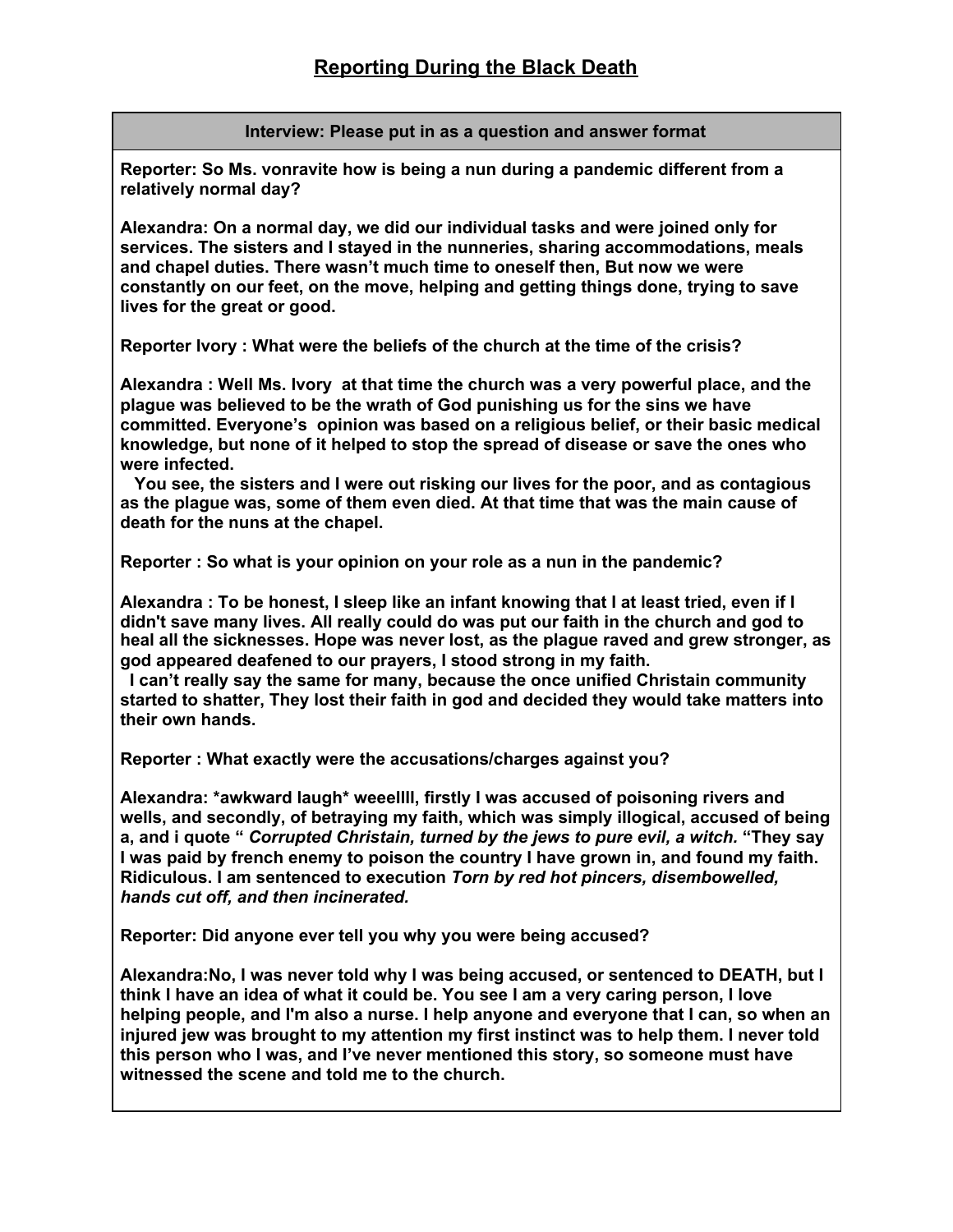## Reporting During the Black Death

**Interview: Please put in as a question and answer format**

**Reporter: So Ms. vonravite how is being a nun during a pandemic different from a relatively normal day?**

**Alexandra: On a normal day, we did our individual tasks and were joined only for services. The sisters and I stayed in the nunneries, sharing accommodations, meals and chapel duties. There wasn't much time to oneself then, But now we were constantly on our feet, on the move, helping and getting things done, trying to save lives for the great or good.**

**Reporter Ivory : What were the beliefs of the church at the time of the crisis?**

**Alexandra : Well Ms. Ivory at that time the church was a very powerful place, and the plague was believed to be the wrath of God punishing us for the sins we have committed. Everyone's opinion was based on a religious belief, or their basic medical knowledge, but none of it helped to stop the spread of disease or save the ones who were infected.**

**You see, the sisters and I were out risking our lives for the poor, and as contagious as the plague was, some of them even died. At that time that was the main cause of death for the nuns at the chapel.**

**Reporter : So what is your opinion on your role as a nun in the pandemic?**

**Alexandra : To be honest, I sleep like an infant knowing that I at least tried, even if I didn't save many lives. All really could do was put our faith in the church and god to heal all the sicknesses. Hope was never lost, as the plague raved and grew stronger, as god appeared deafened to our prayers, I stood strong in my faith.**

**I can't really say the same for many, because the once unified Christain community started to shatter, They lost their faith in god and decided they would take matters into their own hands.**

**Reporter : What exactly were the accusations/charges against you?**

**Alexandra: *awkward laugh* weeellll, firstly I was accused of poisoning rivers and wells, and secondly, of betraying my faith, which was simply illogical, accused of being a, and i quote "** ***Corrupted Christain, turned by the jews to pure evil, a witch.*** **"They say I was paid by french enemy to poison the country I have grown in, and found my faith. Ridiculous. I am sentenced to execution** ***Torn by red hot pincers, disembowelled, hands cut off, and then incinerated.***

**Reporter: Did anyone ever tell you why you were being accused?**

**Alexandra:No, I was never told why I was being accused, or sentenced to DEATH, but I think I have an idea of what it could be. You see I am a very caring person, I love helping people, and I'm also a nurse. I help anyone and everyone that I can, so when an injured jew was brought to my attention my first instinct was to help them. I never told this person who I was, and I've never mentioned this story, so someone must have witnessed the scene and told me to the church.**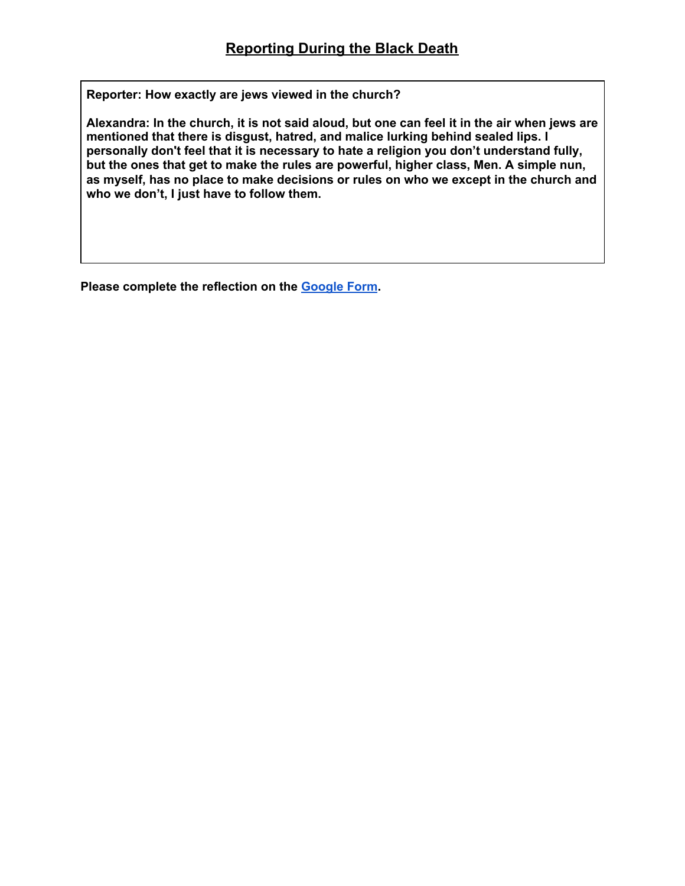## Reporting During the Black Death

**Reporter: How exactly are jews viewed in the church?**

**Alexandra: In the church, it is not said aloud, but one can feel it in the air when jews are mentioned that there is disgust, hatred, and malice lurking behind sealed lips. I personally don't feel that it is necessary to hate a religion you don't understand fully, but the ones that get to make the rules are powerful, higher class, Men. A simple nun, as myself, has no place to make decisions or rules on who we except in the church and who we don't, I just have to follow them.**

**Please complete the reflection on the Google Form.**